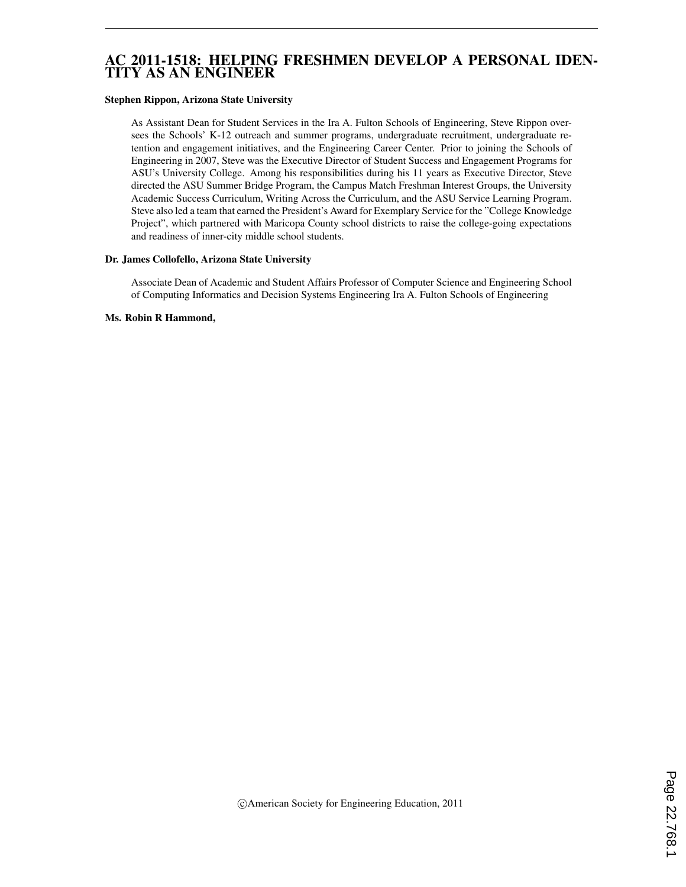# AC 2011-1518: HELPING FRESHMEN DEVELOP A PERSONAL IDENTITY AS AN ENGINEER

**Stephen Rippon, Arizona State University**

As Assistant Dean for Student Services in the Ira A. Fulton Schools of Engineering, Steve Rippon oversees the Schools' K-12 outreach and summer programs, undergraduate recruitment, undergraduate retention and engagement initiatives, and the Engineering Career Center. Prior to joining the Schools of Engineering in 2007, Steve was the Executive Director of Student Success and Engagement Programs for ASU's University College. Among his responsibilities during his 11 years as Executive Director, Steve directed the ASU Summer Bridge Program, the Campus Match Freshman Interest Groups, the University Academic Success Curriculum, Writing Across the Curriculum, and the ASU Service Learning Program. Steve also led a team that earned the President's Award for Exemplary Service for the "College Knowledge Project", which partnered with Maricopa County school districts to raise the college-going expectations and readiness of inner-city middle school students.

**Dr. James Collofello, Arizona State University**

Associate Dean of Academic and Student Affairs Professor of Computer Science and Engineering School of Computing Informatics and Decision Systems Engineering Ira A. Fulton Schools of Engineering

**Ms. Robin R Hammond,**

©American Society for Engineering Education, 2011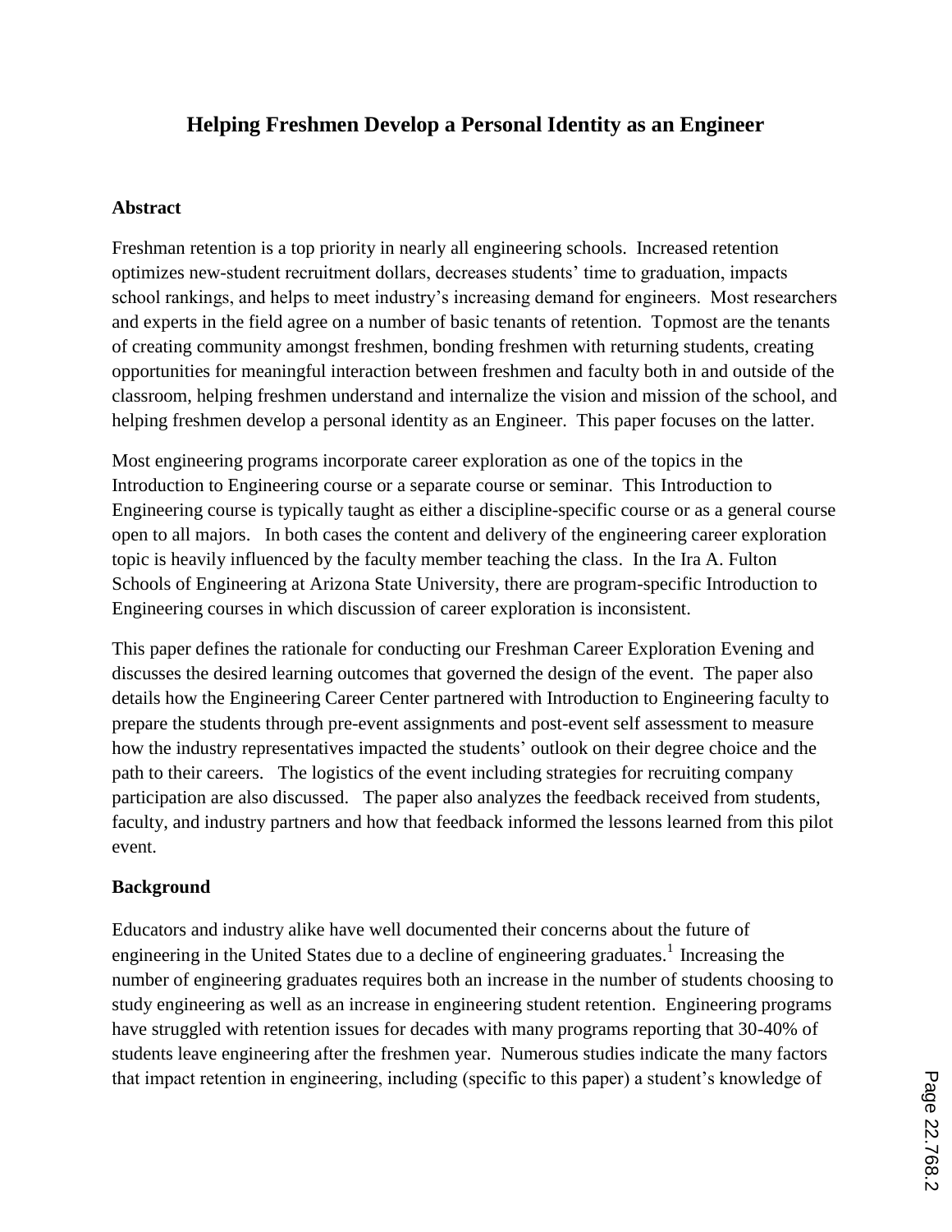# Helping Freshmen Develop a Personal Identity as an Engineer

## Abstract

Freshman retention is a top priority in nearly all engineering schools. Increased retention optimizes new-student recruitment dollars, decreases students' time to graduation, impacts school rankings, and helps to meet industry's increasing demand for engineers. Most researchers and experts in the field agree on a number of basic tenants of retention. Topmost are the tenants of creating community amongst freshmen, bonding freshmen with returning students, creating opportunities for meaningful interaction between freshmen and faculty both in and outside of the classroom, helping freshmen understand and internalize the vision and mission of the school, and helping freshmen develop a personal identity as an Engineer. This paper focuses on the latter.

Most engineering programs incorporate career exploration as one of the topics in the Introduction to Engineering course or a separate course or seminar. This Introduction to Engineering course is typically taught as either a discipline-specific course or as a general course open to all majors. In both cases the content and delivery of the engineering career exploration topic is heavily influenced by the faculty member teaching the class. In the Ira A. Fulton Schools of Engineering at Arizona State University, there are program-specific Introduction to Engineering courses in which discussion of career exploration is inconsistent.

This paper defines the rationale for conducting our Freshman Career Exploration Evening and discusses the desired learning outcomes that governed the design of the event. The paper also details how the Engineering Career Center partnered with Introduction to Engineering faculty to prepare the students through pre-event assignments and post-event self assessment to measure how the industry representatives impacted the students' outlook on their degree choice and the path to their careers. The logistics of the event including strategies for recruiting company participation are also discussed. The paper also analyzes the feedback received from students, faculty, and industry partners and how that feedback informed the lessons learned from this pilot event.

## Background

Educators and industry alike have well documented their concerns about the future of engineering in the United States due to a decline of engineering graduates.[1] Increasing the number of engineering graduates requires both an increase in the number of students choosing to study engineering as well as an increase in engineering student retention. Engineering programs have struggled with retention issues for decades with many programs reporting that 30-40% of students leave engineering after the freshmen year. Numerous studies indicate the many factors that impact retention in engineering, including (specific to this paper) a student's knowledge of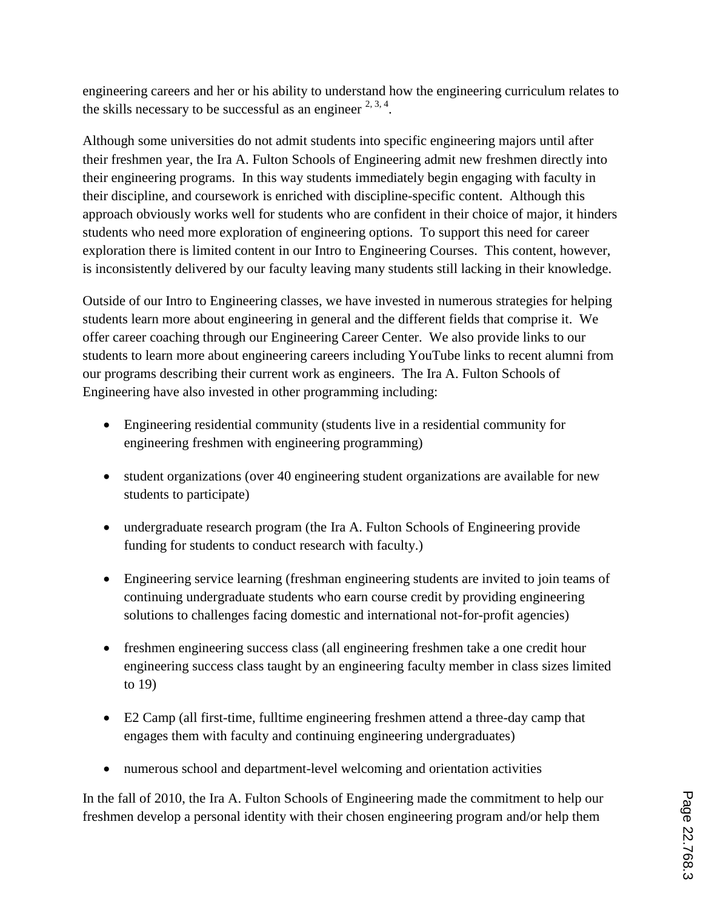engineering careers and her or his ability to understand how the engineering curriculum relates to the skills necessary to be successful as an engineer [2, 3, 4].

Although some universities do not admit students into specific engineering majors until after their freshmen year, the Ira A. Fulton Schools of Engineering admit new freshmen directly into their engineering programs. In this way students immediately begin engaging with faculty in their discipline, and coursework is enriched with discipline-specific content. Although this approach obviously works well for students who are confident in their choice of major, it hinders students who need more exploration of engineering options. To support this need for career exploration there is limited content in our Intro to Engineering Courses. This content, however, is inconsistently delivered by our faculty leaving many students still lacking in their knowledge.

Outside of our Intro to Engineering classes, we have invested in numerous strategies for helping students learn more about engineering in general and the different fields that comprise it. We offer career coaching through our Engineering Career Center. We also provide links to our students to learn more about engineering careers including YouTube links to recent alumni from our programs describing their current work as engineers. The Ira A. Fulton Schools of Engineering have also invested in other programming including:

- Engineering residential community (students live in a residential community for engineering freshmen with engineering programming)
- student organizations (over 40 engineering student organizations are available for new students to participate)
- undergraduate research program (the Ira A. Fulton Schools of Engineering provide funding for students to conduct research with faculty.)
- Engineering service learning (freshman engineering students are invited to join teams of continuing undergraduate students who earn course credit by providing engineering solutions to challenges facing domestic and international not-for-profit agencies)
- freshmen engineering success class (all engineering freshmen take a one credit hour engineering success class taught by an engineering faculty member in class sizes limited to 19)
- E2 Camp (all first-time, fulltime engineering freshmen attend a three-day camp that engages them with faculty and continuing engineering undergraduates)
- numerous school and department-level welcoming and orientation activities

In the fall of 2010, the Ira A. Fulton Schools of Engineering made the commitment to help our freshmen develop a personal identity with their chosen engineering program and/or help them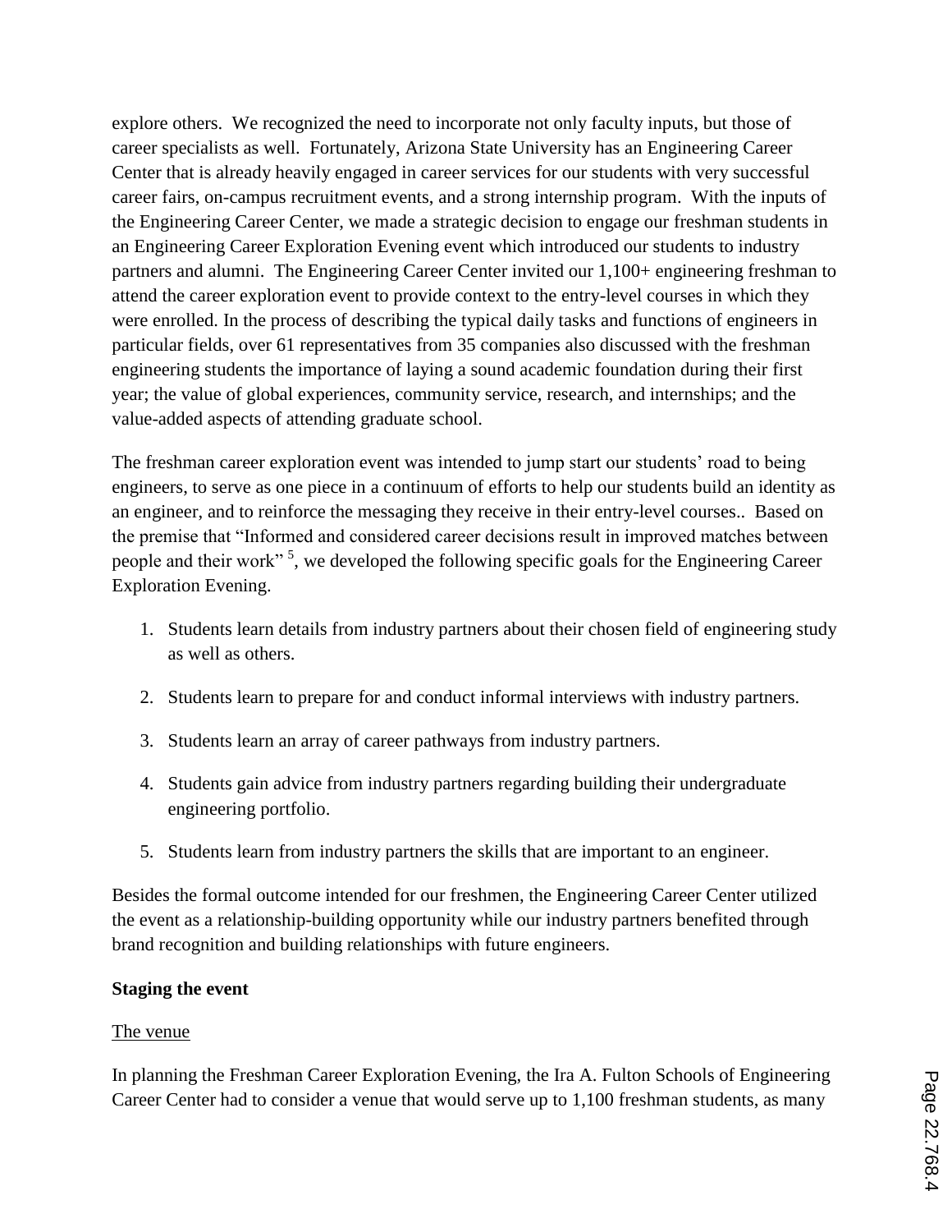explore others. We recognized the need to incorporate not only faculty inputs, but those of career specialists as well. Fortunately, Arizona State University has an Engineering Career Center that is already heavily engaged in career services for our students with very successful career fairs, on-campus recruitment events, and a strong internship program. With the inputs of the Engineering Career Center, we made a strategic decision to engage our freshman students in an Engineering Career Exploration Evening event which introduced our students to industry partners and alumni. The Engineering Career Center invited our 1,100+ engineering freshman to attend the career exploration event to provide context to the entry-level courses in which they were enrolled. In the process of describing the typical daily tasks and functions of engineers in particular fields, over 61 representatives from 35 companies also discussed with the freshman engineering students the importance of laying a sound academic foundation during their first year; the value of global experiences, community service, research, and internships; and the value-added aspects of attending graduate school.

The freshman career exploration event was intended to jump start our students' road to being engineers, to serve as one piece in a continuum of efforts to help our students build an identity as an engineer, and to reinforce the messaging they receive in their entry-level courses.. Based on the premise that "Informed and considered career decisions result in improved matches between people and their work" [5], we developed the following specific goals for the Engineering Career Exploration Evening.

1. Students learn details from industry partners about their chosen field of engineering study as well as others.
2. Students learn to prepare for and conduct informal interviews with industry partners.
3. Students learn an array of career pathways from industry partners.
4. Students gain advice from industry partners regarding building their undergraduate engineering portfolio.
5. Students learn from industry partners the skills that are important to an engineer.

Besides the formal outcome intended for our freshmen, the Engineering Career Center utilized the event as a relationship-building opportunity while our industry partners benefited through brand recognition and building relationships with future engineers.

**Staging the event**

The venue

In planning the Freshman Career Exploration Evening, the Ira A. Fulton Schools of Engineering Career Center had to consider a venue that would serve up to 1,100 freshman students, as many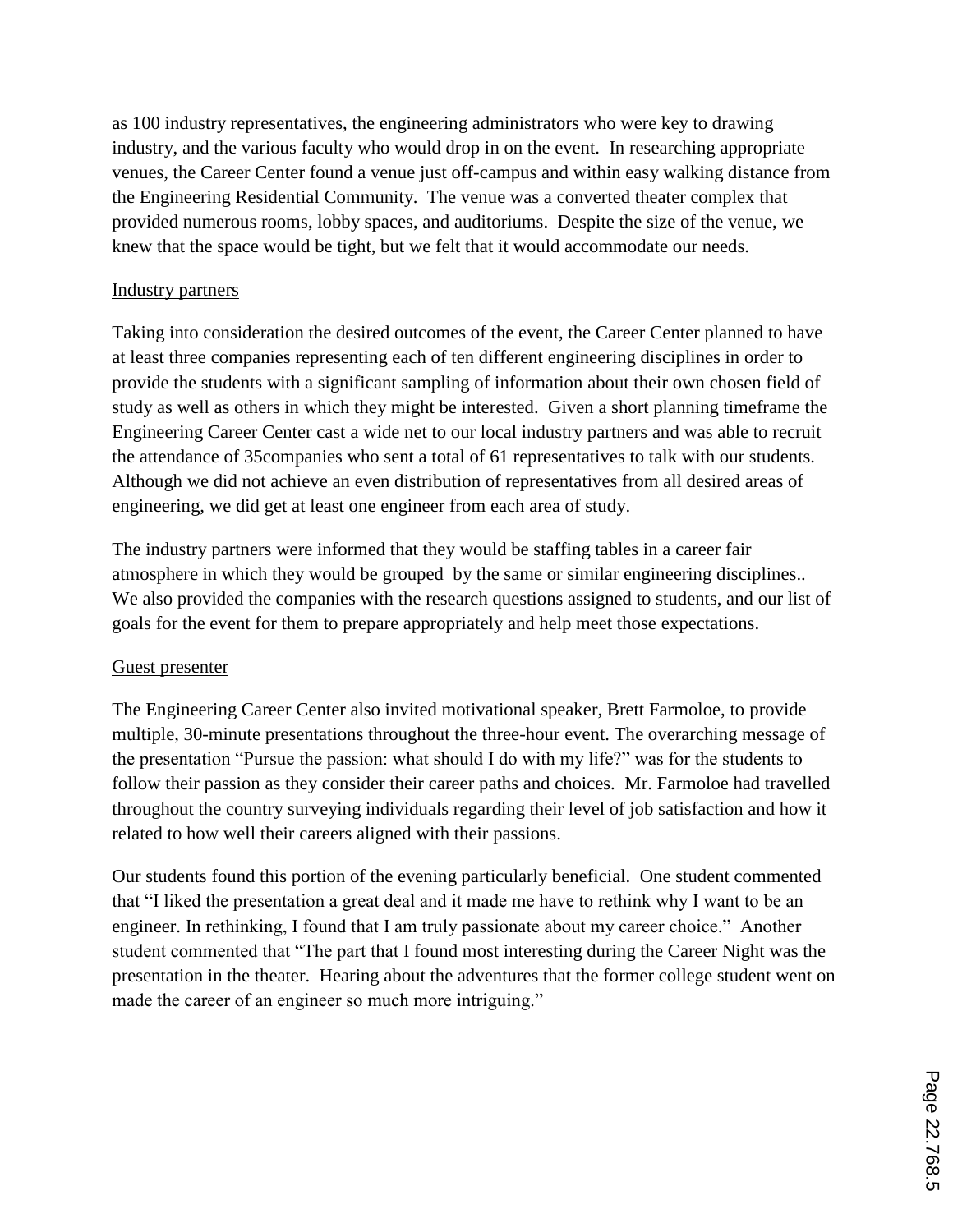as 100 industry representatives, the engineering administrators who were key to drawing industry, and the various faculty who would drop in on the event. In researching appropriate venues, the Career Center found a venue just off-campus and within easy walking distance from the Engineering Residential Community. The venue was a converted theater complex that provided numerous rooms, lobby spaces, and auditoriums. Despite the size of the venue, we knew that the space would be tight, but we felt that it would accommodate our needs.

## Industry partners

Taking into consideration the desired outcomes of the event, the Career Center planned to have at least three companies representing each of ten different engineering disciplines in order to provide the students with a significant sampling of information about their own chosen field of study as well as others in which they might be interested. Given a short planning timeframe the Engineering Career Center cast a wide net to our local industry partners and was able to recruit the attendance of 35companies who sent a total of 61 representatives to talk with our students. Although we did not achieve an even distribution of representatives from all desired areas of engineering, we did get at least one engineer from each area of study.

The industry partners were informed that they would be staffing tables in a career fair atmosphere in which they would be grouped by the same or similar engineering disciplines.. We also provided the companies with the research questions assigned to students, and our list of goals for the event for them to prepare appropriately and help meet those expectations.

## Guest presenter

The Engineering Career Center also invited motivational speaker, Brett Farmoloe, to provide multiple, 30-minute presentations throughout the three-hour event. The overarching message of the presentation "Pursue the passion: what should I do with my life?" was for the students to follow their passion as they consider their career paths and choices. Mr. Farmoloe had travelled throughout the country surveying individuals regarding their level of job satisfaction and how it related to how well their careers aligned with their passions.

Our students found this portion of the evening particularly beneficial. One student commented that "I liked the presentation a great deal and it made me have to rethink why I want to be an engineer. In rethinking, I found that I am truly passionate about my career choice." Another student commented that "The part that I found most interesting during the Career Night was the presentation in the theater. Hearing about the adventures that the former college student went on made the career of an engineer so much more intriguing."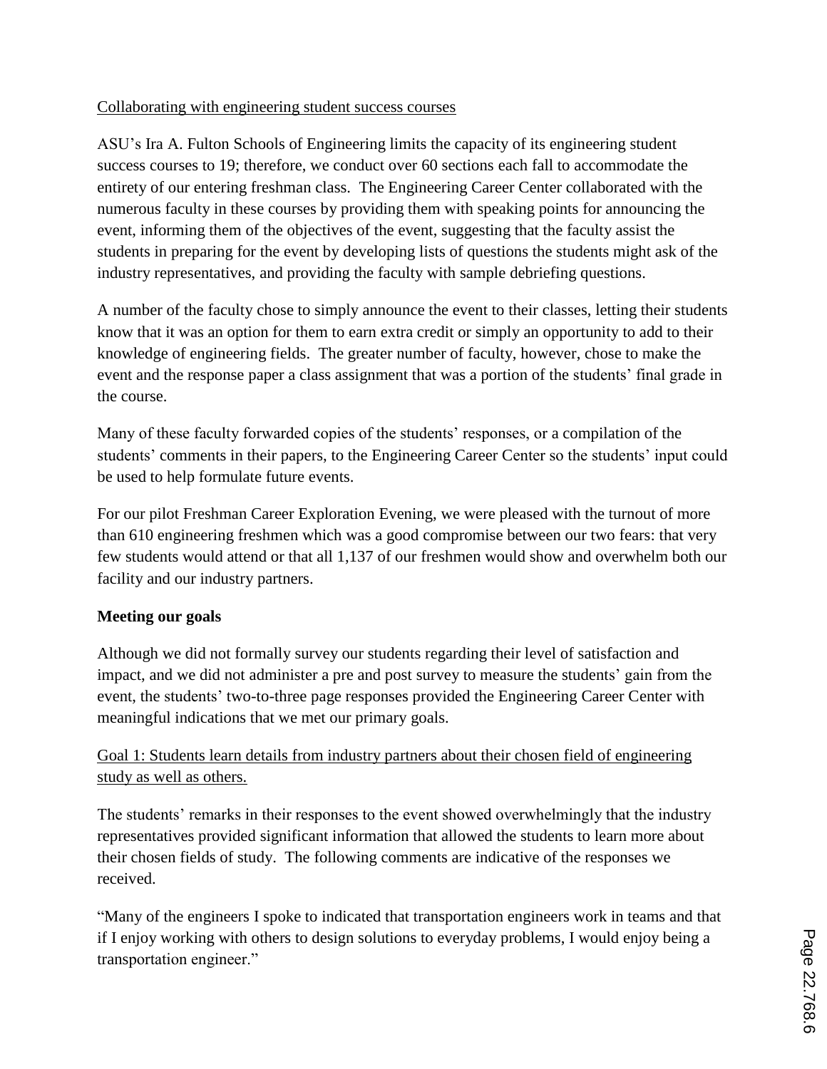Collaborating with engineering student success courses

ASU's Ira A. Fulton Schools of Engineering limits the capacity of its engineering student success courses to 19; therefore, we conduct over 60 sections each fall to accommodate the entirety of our entering freshman class. The Engineering Career Center collaborated with the numerous faculty in these courses by providing them with speaking points for announcing the event, informing them of the objectives of the event, suggesting that the faculty assist the students in preparing for the event by developing lists of questions the students might ask of the industry representatives, and providing the faculty with sample debriefing questions.

A number of the faculty chose to simply announce the event to their classes, letting their students know that it was an option for them to earn extra credit or simply an opportunity to add to their knowledge of engineering fields. The greater number of faculty, however, chose to make the event and the response paper a class assignment that was a portion of the students' final grade in the course.

Many of these faculty forwarded copies of the students' responses, or a compilation of the students' comments in their papers, to the Engineering Career Center so the students' input could be used to help formulate future events.

For our pilot Freshman Career Exploration Evening, we were pleased with the turnout of more than 610 engineering freshmen which was a good compromise between our two fears: that very few students would attend or that all 1,137 of our freshmen would show and overwhelm both our facility and our industry partners.

**Meeting our goals**

Although we did not formally survey our students regarding their level of satisfaction and impact, and we did not administer a pre and post survey to measure the students' gain from the event, the students' two-to-three page responses provided the Engineering Career Center with meaningful indications that we met our primary goals.

Goal 1: Students learn details from industry partners about their chosen field of engineering study as well as others.

The students' remarks in their responses to the event showed overwhelmingly that the industry representatives provided significant information that allowed the students to learn more about their chosen fields of study. The following comments are indicative of the responses we received.

"Many of the engineers I spoke to indicated that transportation engineers work in teams and that if I enjoy working with others to design solutions to everyday problems, I would enjoy being a transportation engineer."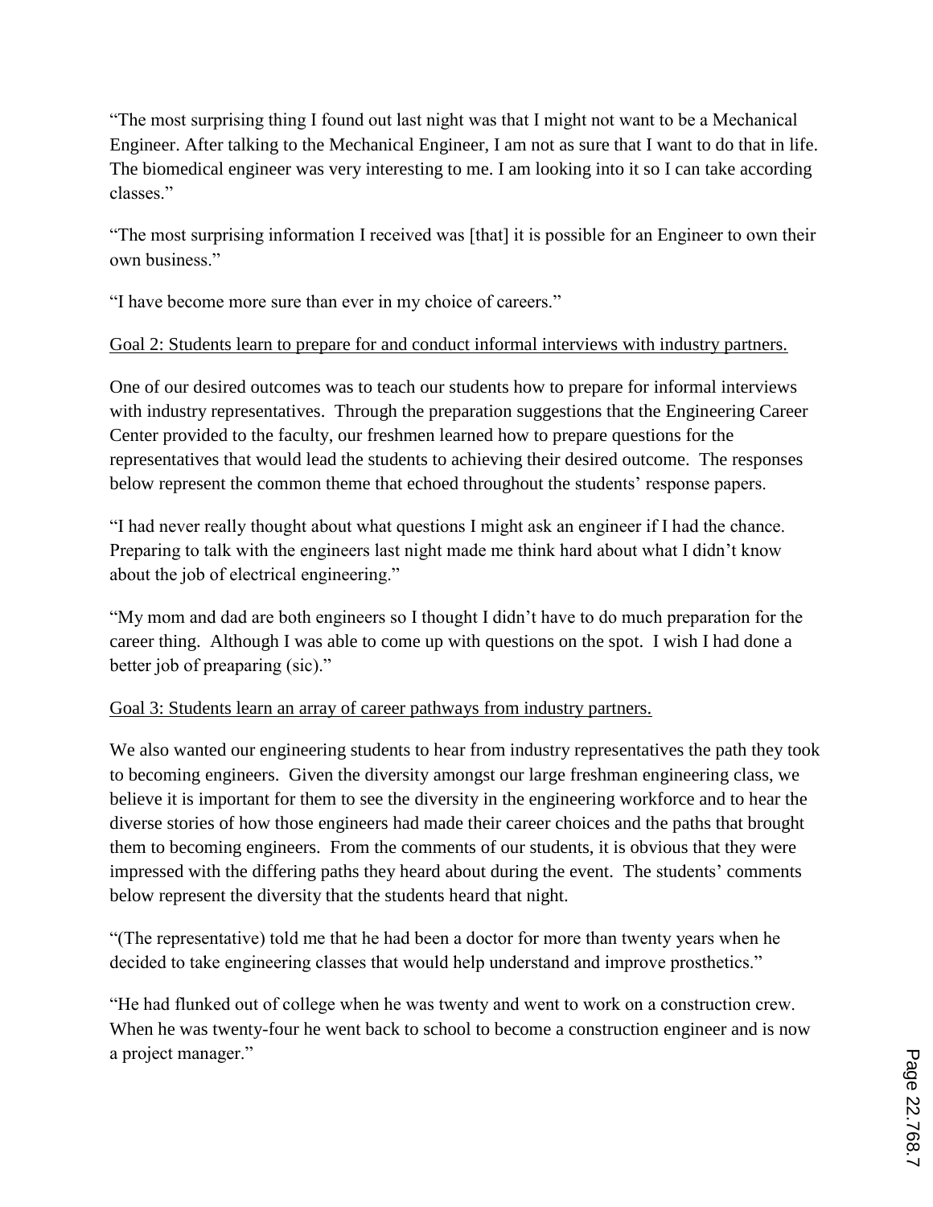"The most surprising thing I found out last night was that I might not want to be a Mechanical Engineer. After talking to the Mechanical Engineer, I am not as sure that I want to do that in life. The biomedical engineer was very interesting to me. I am looking into it so I can take according classes."

"The most surprising information I received was [that] it is possible for an Engineer to own their own business."

"I have become more sure than ever in my choice of careers."

<u>Goal 2: Students learn to prepare for and conduct informal interviews with industry partners.</u>

One of our desired outcomes was to teach our students how to prepare for informal interviews with industry representatives. Through the preparation suggestions that the Engineering Career Center provided to the faculty, our freshmen learned how to prepare questions for the representatives that would lead the students to achieving their desired outcome. The responses below represent the common theme that echoed throughout the students' response papers.

"I had never really thought about what questions I might ask an engineer if I had the chance. Preparing to talk with the engineers last night made me think hard about what I didn't know about the job of electrical engineering."

"My mom and dad are both engineers so I thought I didn't have to do much preparation for the career thing. Although I was able to come up with questions on the spot. I wish I had done a better job of preaparing (sic)."

<u>Goal 3: Students learn an array of career pathways from industry partners.</u>

We also wanted our engineering students to hear from industry representatives the path they took to becoming engineers. Given the diversity amongst our large freshman engineering class, we believe it is important for them to see the diversity in the engineering workforce and to hear the diverse stories of how those engineers had made their career choices and the paths that brought them to becoming engineers. From the comments of our students, it is obvious that they were impressed with the differing paths they heard about during the event. The students' comments below represent the diversity that the students heard that night.

"(The representative) told me that he had been a doctor for more than twenty years when he decided to take engineering classes that would help understand and improve prosthetics."

"He had flunked out of college when he was twenty and went to work on a construction crew. When he was twenty-four he went back to school to become a construction engineer and is now a project manager."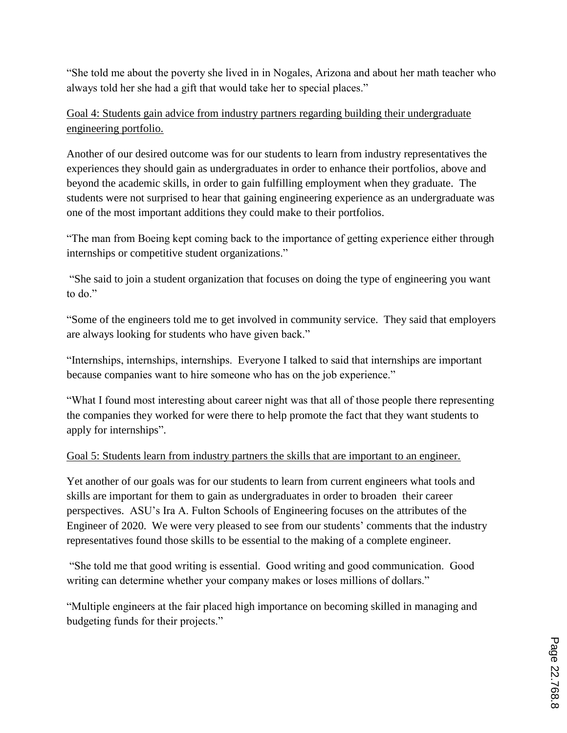"She told me about the poverty she lived in in Nogales, Arizona and about her math teacher who always told her she had a gift that would take her to special places."

Goal 4: Students gain advice from industry partners regarding building their undergraduate engineering portfolio.

Another of our desired outcome was for our students to learn from industry representatives the experiences they should gain as undergraduates in order to enhance their portfolios, above and beyond the academic skills, in order to gain fulfilling employment when they graduate. The students were not surprised to hear that gaining engineering experience as an undergraduate was one of the most important additions they could make to their portfolios.

"The man from Boeing kept coming back to the importance of getting experience either through internships or competitive student organizations."

"She said to join a student organization that focuses on doing the type of engineering you want to do."

"Some of the engineers told me to get involved in community service. They said that employers are always looking for students who have given back."

"Internships, internships, internships. Everyone I talked to said that internships are important because companies want to hire someone who has on the job experience."

"What I found most interesting about career night was that all of those people there representing the companies they worked for were there to help promote the fact that they want students to apply for internships".

Goal 5: Students learn from industry partners the skills that are important to an engineer.

Yet another of our goals was for our students to learn from current engineers what tools and skills are important for them to gain as undergraduates in order to broaden their career perspectives. ASU's Ira A. Fulton Schools of Engineering focuses on the attributes of the Engineer of 2020. We were very pleased to see from our students' comments that the industry representatives found those skills to be essential to the making of a complete engineer.

"She told me that good writing is essential. Good writing and good communication. Good writing can determine whether your company makes or loses millions of dollars."

"Multiple engineers at the fair placed high importance on becoming skilled in managing and budgeting funds for their projects."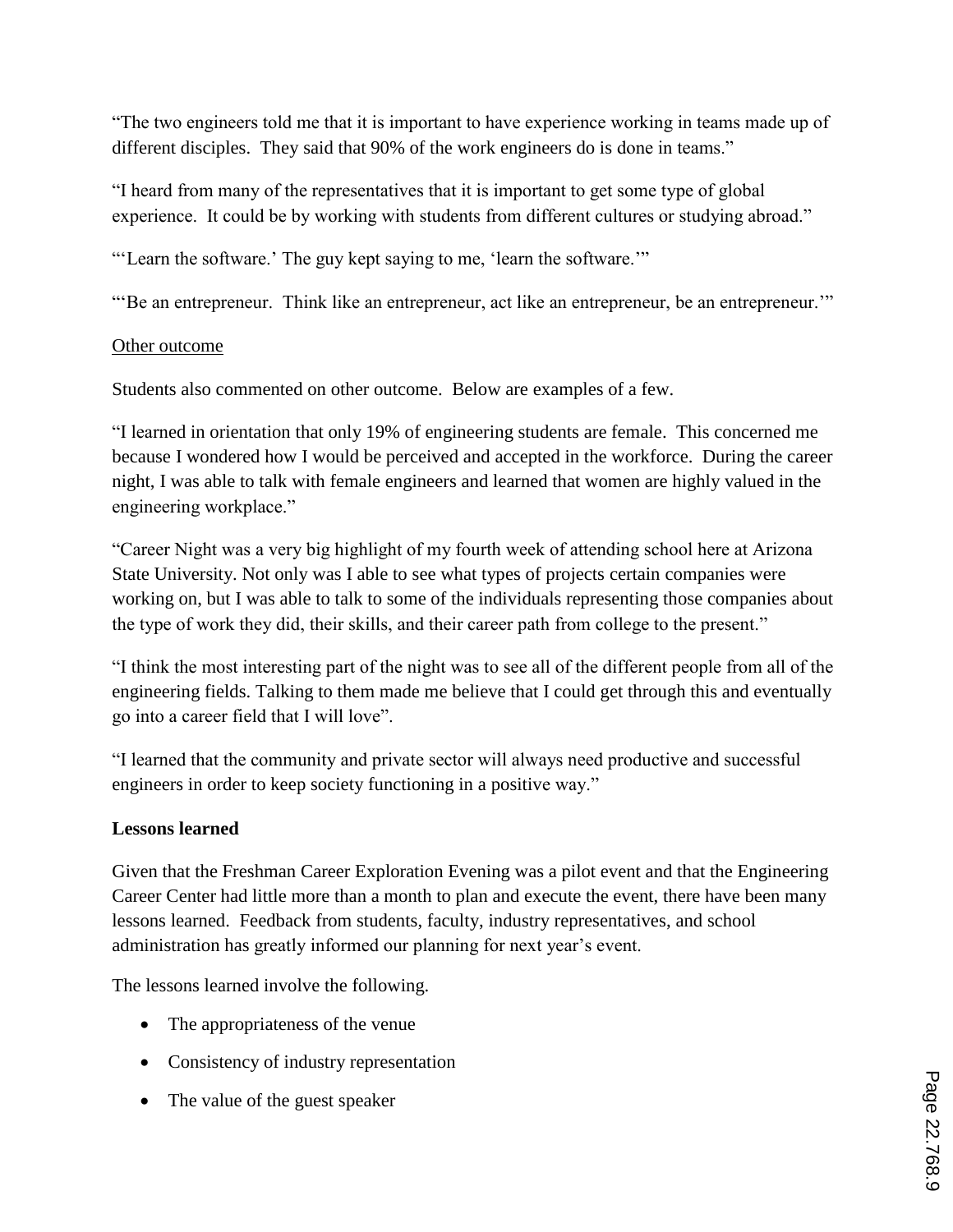"The two engineers told me that it is important to have experience working in teams made up of different disciples. They said that 90% of the work engineers do is done in teams."

"I heard from many of the representatives that it is important to get some type of global experience. It could be by working with students from different cultures or studying abroad."

"'Learn the software.' The guy kept saying to me, 'learn the software.'"

"'Be an entrepreneur. Think like an entrepreneur, act like an entrepreneur, be an entrepreneur.'"

<u>Other outcome</u>

Students also commented on other outcome. Below are examples of a few.

"I learned in orientation that only 19% of engineering students are female. This concerned me because I wondered how I would be perceived and accepted in the workforce. During the career night, I was able to talk with female engineers and learned that women are highly valued in the engineering workplace."

"Career Night was a very big highlight of my fourth week of attending school here at Arizona State University. Not only was I able to see what types of projects certain companies were working on, but I was able to talk to some of the individuals representing those companies about the type of work they did, their skills, and their career path from college to the present."

"I think the most interesting part of the night was to see all of the different people from all of the engineering fields. Talking to them made me believe that I could get through this and eventually go into a career field that I will love".

"I learned that the community and private sector will always need productive and successful engineers in order to keep society functioning in a positive way."

**Lessons learned**

Given that the Freshman Career Exploration Evening was a pilot event and that the Engineering Career Center had little more than a month to plan and execute the event, there have been many lessons learned. Feedback from students, faculty, industry representatives, and school administration has greatly informed our planning for next year's event.

The lessons learned involve the following.

- The appropriateness of the venue
- Consistency of industry representation
- The value of the guest speaker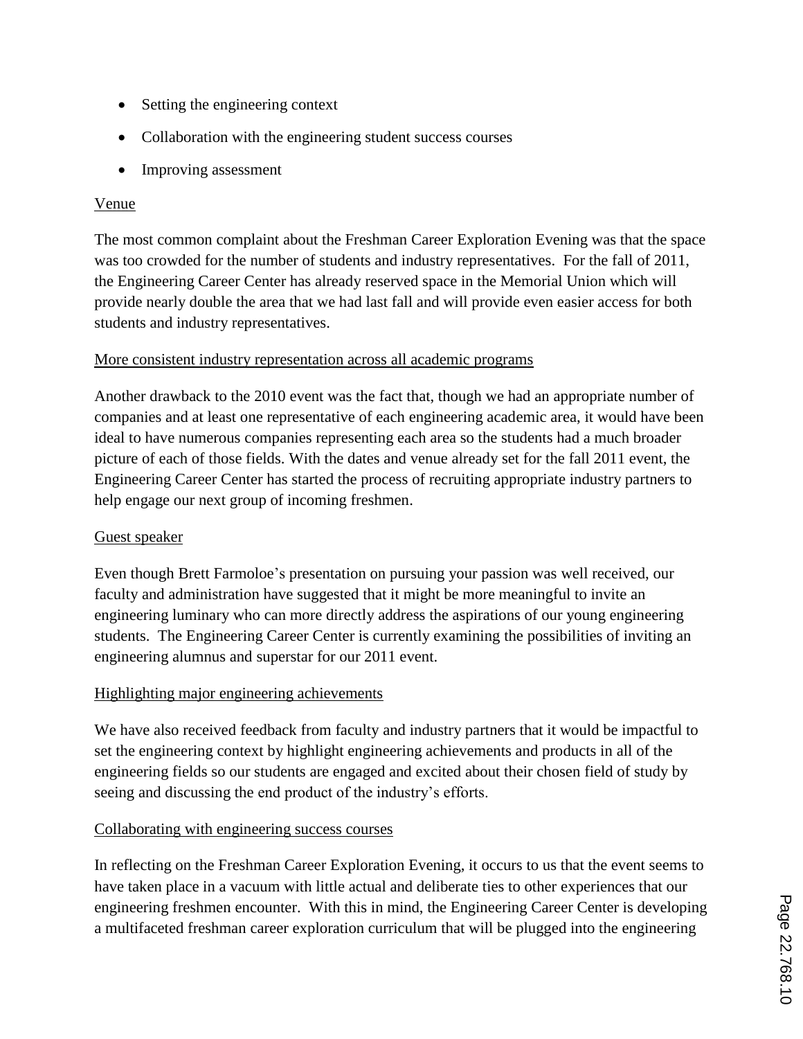- Setting the engineering context
- Collaboration with the engineering student success courses
- Improving assessment

Venue

The most common complaint about the Freshman Career Exploration Evening was that the space was too crowded for the number of students and industry representatives. For the fall of 2011, the Engineering Career Center has already reserved space in the Memorial Union which will provide nearly double the area that we had last fall and will provide even easier access for both students and industry representatives.

More consistent industry representation across all academic programs

Another drawback to the 2010 event was the fact that, though we had an appropriate number of companies and at least one representative of each engineering academic area, it would have been ideal to have numerous companies representing each area so the students had a much broader picture of each of those fields. With the dates and venue already set for the fall 2011 event, the Engineering Career Center has started the process of recruiting appropriate industry partners to help engage our next group of incoming freshmen.

Guest speaker

Even though Brett Farmoloe's presentation on pursuing your passion was well received, our faculty and administration have suggested that it might be more meaningful to invite an engineering luminary who can more directly address the aspirations of our young engineering students. The Engineering Career Center is currently examining the possibilities of inviting an engineering alumnus and superstar for our 2011 event.

Highlighting major engineering achievements

We have also received feedback from faculty and industry partners that it would be impactful to set the engineering context by highlight engineering achievements and products in all of the engineering fields so our students are engaged and excited about their chosen field of study by seeing and discussing the end product of the industry's efforts.

Collaborating with engineering success courses

In reflecting on the Freshman Career Exploration Evening, it occurs to us that the event seems to have taken place in a vacuum with little actual and deliberate ties to other experiences that our engineering freshmen encounter. With this in mind, the Engineering Career Center is developing a multifaceted freshman career exploration curriculum that will be plugged into the engineering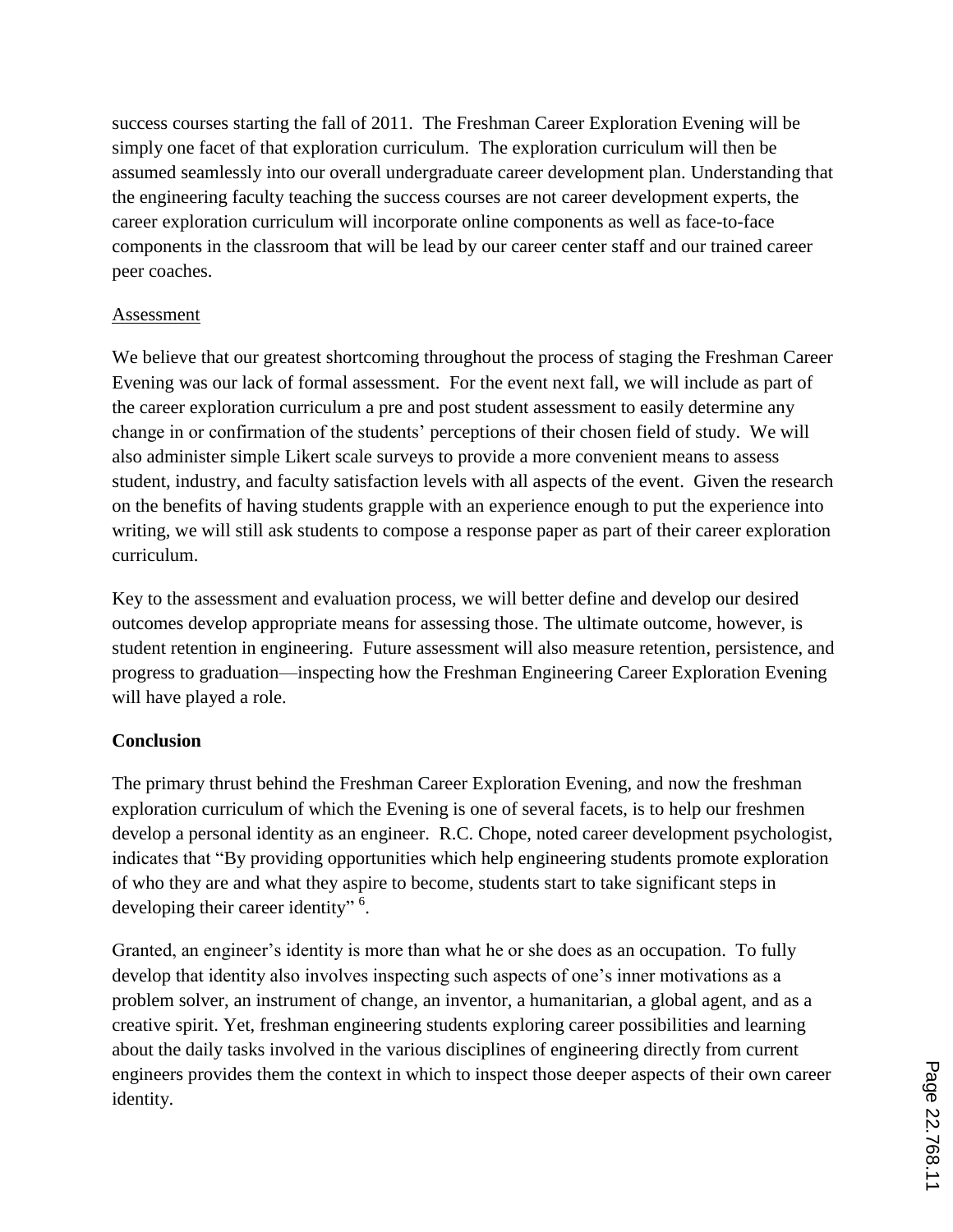success courses starting the fall of 2011. The Freshman Career Exploration Evening will be simply one facet of that exploration curriculum. The exploration curriculum will then be assumed seamlessly into our overall undergraduate career development plan. Understanding that the engineering faculty teaching the success courses are not career development experts, the career exploration curriculum will incorporate online components as well as face-to-face components in the classroom that will be lead by our career center staff and our trained career peer coaches.

Assessment

We believe that our greatest shortcoming throughout the process of staging the Freshman Career Evening was our lack of formal assessment. For the event next fall, we will include as part of the career exploration curriculum a pre and post student assessment to easily determine any change in or confirmation of the students' perceptions of their chosen field of study. We will also administer simple Likert scale surveys to provide a more convenient means to assess student, industry, and faculty satisfaction levels with all aspects of the event. Given the research on the benefits of having students grapple with an experience enough to put the experience into writing, we will still ask students to compose a response paper as part of their career exploration curriculum.

Key to the assessment and evaluation process, we will better define and develop our desired outcomes develop appropriate means for assessing those. The ultimate outcome, however, is student retention in engineering. Future assessment will also measure retention, persistence, and progress to graduation—inspecting how the Freshman Engineering Career Exploration Evening will have played a role.

**Conclusion**

The primary thrust behind the Freshman Career Exploration Evening, and now the freshman exploration curriculum of which the Evening is one of several facets, is to help our freshmen develop a personal identity as an engineer. R.C. Chope, noted career development psychologist, indicates that "By providing opportunities which help engineering students promote exploration of who they are and what they aspire to become, students start to take significant steps in developing their career identity" [6].

Granted, an engineer's identity is more than what he or she does as an occupation. To fully develop that identity also involves inspecting such aspects of one's inner motivations as a problem solver, an instrument of change, an inventor, a humanitarian, a global agent, and as a creative spirit. Yet, freshman engineering students exploring career possibilities and learning about the daily tasks involved in the various disciplines of engineering directly from current engineers provides them the context in which to inspect those deeper aspects of their own career identity.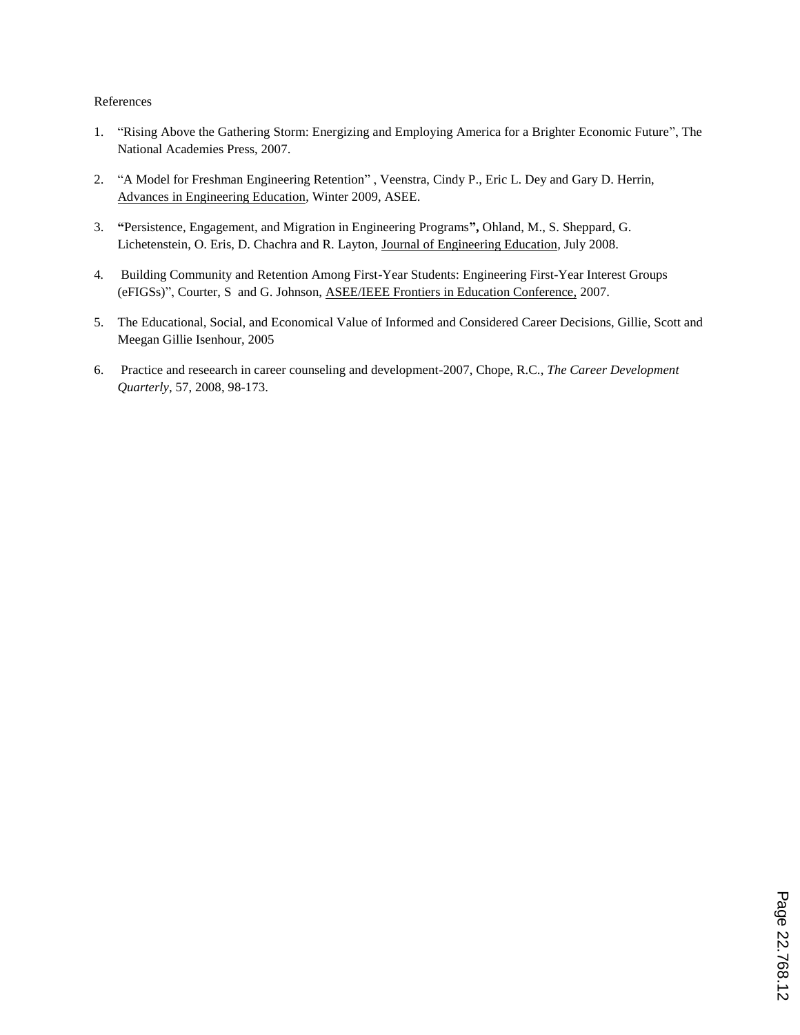References

1. "Rising Above the Gathering Storm: Energizing and Employing America for a Brighter Economic Future", The National Academies Press, 2007.

2. "A Model for Freshman Engineering Retention" , Veenstra, Cindy P., Eric L. Dey and Gary D. Herrin, Advances in Engineering Education, Winter 2009, ASEE.

3. **"**Persistence, Engagement, and Migration in Engineering Programs**",** Ohland, M., S. Sheppard, G. Lichetenstein, O. Eris, D. Chachra and R. Layton, Journal of Engineering Education, July 2008.

4. Building Community and Retention Among First-Year Students: Engineering First-Year Interest Groups (eFIGSs)", Courter, S and G. Johnson, ASEE/IEEE Frontiers in Education Conference, 2007.

5. The Educational, Social, and Economical Value of Informed and Considered Career Decisions, Gillie, Scott and Meegan Gillie Isenhour, 2005

6. Practice and reseearch in career counseling and development-2007, Chope, R.C., *The Career Development Quarterly*, 57, 2008, 98-173.